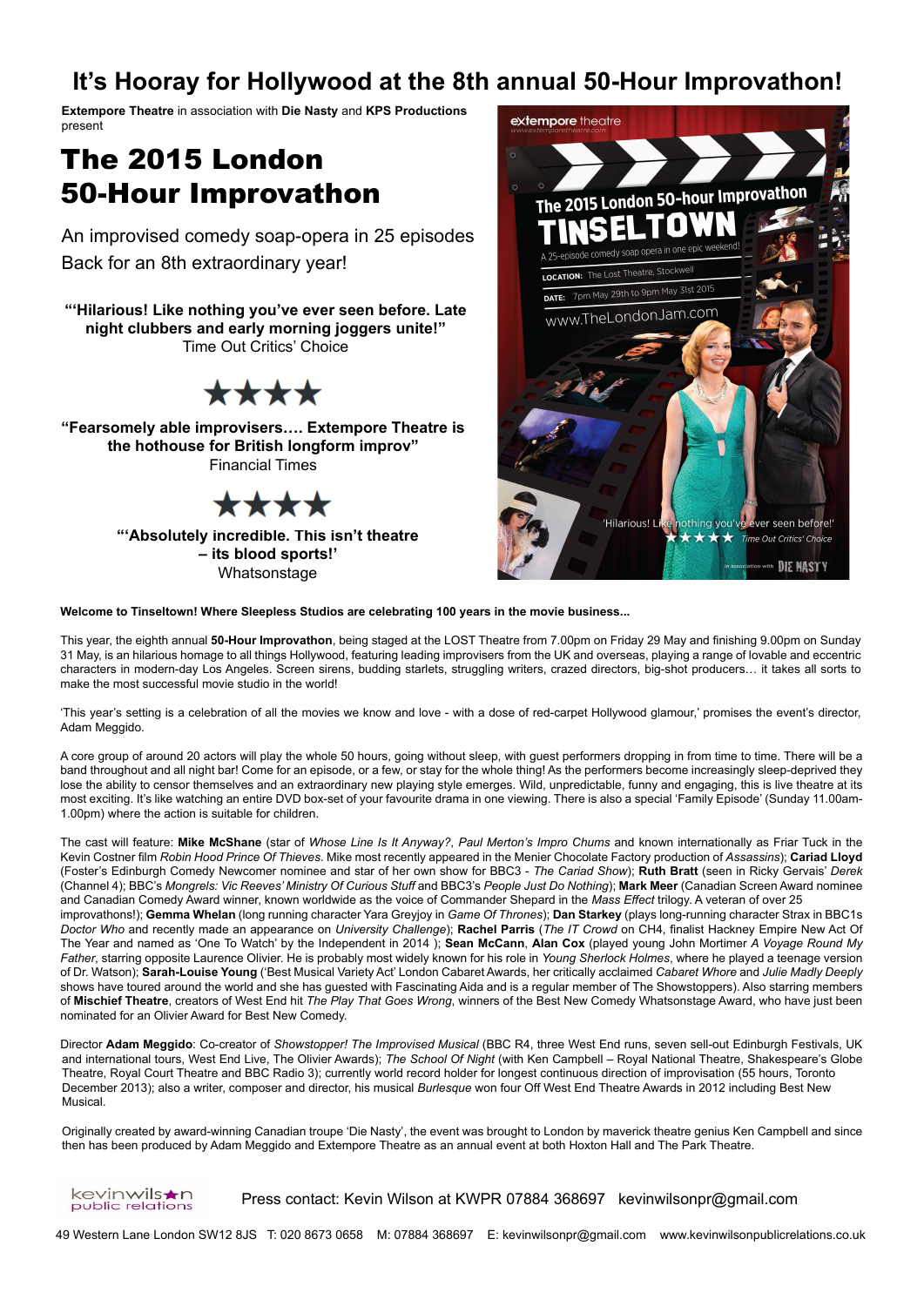# It's Hooray for Hollywood at the 8th annual 50-Hour Improvathon!

**Extempore Theatre** in association with **Die Nasty** and **KPS Productions** present

## The 2015 London 50-Hour Improvathon

An improvised comedy soap-opera in 25 episodes

Back for an 8th extraordinary year!

**"'Hilarious! Like nothing you've ever seen before. Late night clubbers and early morning joggers unite!"**
Time Out Critics' Choice

★★★★

**"Fearsomely able improvisers…. Extempore Theatre is the hothouse for British longform improv"**
Financial Times

★★★★

**"'Absolutely incredible. This isn't theatre – its blood sports!'**
Whatsonstage

**Welcome to Tinseltown! Where Sleepless Studios are celebrating 100 years in the movie business...**

This year, the eighth annual **50-Hour Improvathon**, being staged at the LOST Theatre from 7.00pm on Friday 29 May and finishing 9.00pm on Sunday 31 May, is an hilarious homage to all things Hollywood, featuring leading improvisers from the UK and overseas, playing a range of lovable and eccentric characters in modern-day Los Angeles. Screen sirens, budding starlets, struggling writers, crazed directors, big-shot producers… it takes all sorts to make the most successful movie studio in the world!

'This year's setting is a celebration of all the movies we know and love - with a dose of red-carpet Hollywood glamour,' promises the event's director, Adam Meggido.

A core group of around 20 actors will play the whole 50 hours, going without sleep, with guest performers dropping in from time to time. There will be a band throughout and all night bar! Come for an episode, or a few, or stay for the whole thing! As the performers become increasingly sleep-deprived they lose the ability to censor themselves and an extraordinary new playing style emerges. Wild, unpredictable, funny and engaging, this is live theatre at its most exciting. It's like watching an entire DVD box-set of your favourite drama in one viewing. There is also a special 'Family Episode' (Sunday 11.00am-1.00pm) where the action is suitable for children.

The cast will feature: **Mike McShane** (star of *Whose Line Is It Anyway?*, *Paul Merton's Impro Chums* and known internationally as Friar Tuck in the Kevin Costner film *Robin Hood Prince Of Thieves*. Mike most recently appeared in the Menier Chocolate Factory production of *Assassins*); **Cariad Lloyd** (Foster's Edinburgh Comedy Newcomer nominee and star of her own show for BBC3 - *The Cariad Show*); **Ruth Bratt** (seen in Ricky Gervais' *Derek* (Channel 4); BBC's *Mongrels: Vic Reeves' Ministry Of Curious Stuff* and BBC3's *People Just Do Nothing*); **Mark Meer** (Canadian Screen Award nominee and Canadian Comedy Award winner, known worldwide as the voice of Commander Shepard in the *Mass Effect* trilogy. A veteran of over 25 improvathons!); **Gemma Whelan** (long running character Yara Greyjoy in *Game Of Thrones*); **Dan Starkey** (plays long-running character Strax in BBC1s *Doctor Who* and recently made an appearance on *University Challenge*); **Rachel Parris** (*The IT Crowd* on CH4, finalist Hackney Empire New Act Of The Year and named as 'One To Watch' by the Independent in 2014 ); **Sean McCann**, **Alan Cox** (played young John Mortimer *A Voyage Round My Father*, starring opposite Laurence Olivier. He is probably most widely known for his role in *Young Sherlock Holmes*, where he played a teenage version of Dr. Watson); **Sarah-Louise Young** ('Best Musical Variety Act' London Cabaret Awards, her critically acclaimed *Cabaret Whore* and *Julie Madly Deeply* shows have toured around the world and she has guested with Fascinating Aida and is a regular member of The Showstoppers). Also starring members of **Mischief Theatre**, creators of West End hit *The Play That Goes Wrong*, winners of the Best New Comedy Whatsonstage Award, who have just been nominated for an Olivier Award for Best New Comedy.

Director **Adam Meggido**: Co-creator of *Showstopper! The Improvised Musical* (BBC R4, three West End runs, seven sell-out Edinburgh Festivals, UK and international tours, West End Live, The Olivier Awards); *The School Of Night* (with Ken Campbell – Royal National Theatre, Shakespeare's Globe Theatre, Royal Court Theatre and BBC Radio 3); currently world record holder for longest continuous direction of improvisation (55 hours, Toronto December 2013); also a writer, composer and director, his musical *Burlesque* won four Off West End Theatre Awards in 2012 including Best New Musical.

Originally created by award-winning Canadian troupe 'Die Nasty', the event was brought to London by maverick theatre genius Ken Campbell and since then has been produced by Adam Meggido and Extempore Theatre as an annual event at both Hoxton Hall and The Park Theatre.

kevinwilson public relations

Press contact: Kevin Wilson at KWPR 07884 368697 kevinwilsonpr@gmail.com

49 Western Lane London SW12 8JS T: 020 8673 0658 M: 07884 368697 E: kevinwilsonpr@gmail.com www.kevinwilsonpublicrelations.co.uk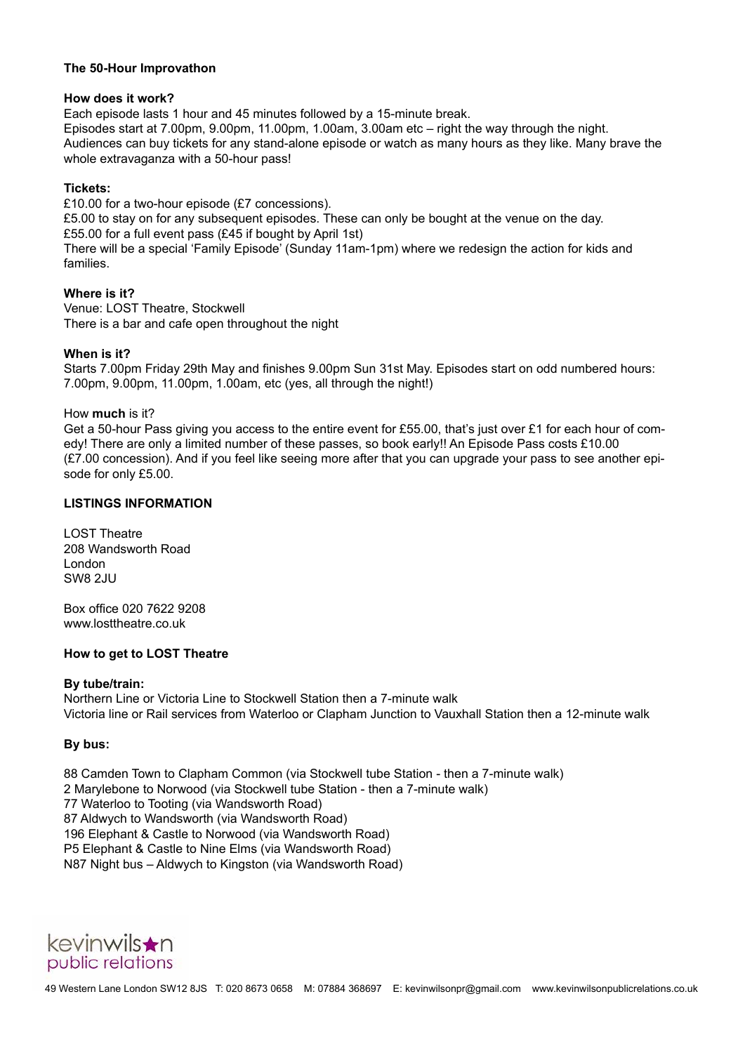**The 50-Hour Improvathon**

**How does it work?**

Each episode lasts 1 hour and 45 minutes followed by a 15-minute break.
Episodes start at 7.00pm, 9.00pm, 11.00pm, 1.00am, 3.00am etc – right the way through the night.
Audiences can buy tickets for any stand-alone episode or watch as many hours as they like. Many brave the whole extravaganza with a 50-hour pass!

**Tickets:**

£10.00 for a two-hour episode (£7 concessions).
£5.00 to stay on for any subsequent episodes. These can only be bought at the venue on the day.
£55.00 for a full event pass (£45 if bought by April 1st)
There will be a special 'Family Episode' (Sunday 11am-1pm) where we redesign the action for kids and families.

**Where is it?**

Venue: LOST Theatre, Stockwell
There is a bar and cafe open throughout the night

**When is it?**

Starts 7.00pm Friday 29th May and finishes 9.00pm Sun 31st May. Episodes start on odd numbered hours: 7.00pm, 9.00pm, 11.00pm, 1.00am, etc (yes, all through the night!)

How **much** is it?

Get a 50-hour Pass giving you access to the entire event for £55.00, that's just over £1 for each hour of comedy! There are only a limited number of these passes, so book early!! An Episode Pass costs £10.00 (£7.00 concession). And if you feel like seeing more after that you can upgrade your pass to see another episode for only £5.00.

**LISTINGS INFORMATION**

LOST Theatre
208 Wandsworth Road
London
SW8 2JU

Box office 020 7622 9208
www.losttheatre.co.uk

**How to get to LOST Theatre**

**By tube/train:**

Northern Line or Victoria Line to Stockwell Station then a 7-minute walk
Victoria line or Rail services from Waterloo or Clapham Junction to Vauxhall Station then a 12-minute walk

**By bus:**

88 Camden Town to Clapham Common (via Stockwell tube Station - then a 7-minute walk)
2 Marylebone to Norwood (via Stockwell tube Station - then a 7-minute walk)
77 Waterloo to Tooting (via Wandsworth Road)
87 Aldwych to Wandsworth (via Wandsworth Road)
196 Elephant & Castle to Norwood (via Wandsworth Road)
P5 Elephant & Castle to Nine Elms (via Wandsworth Road)
N87 Night bus – Aldwych to Kingston (via Wandsworth Road)

kevinwilson public relations

49 Western Lane London SW12 8JS T: 020 8673 0658 M: 07884 368697 E: kevinwilsonpr@gmail.com www.kevinwilsonpublicrelations.co.uk